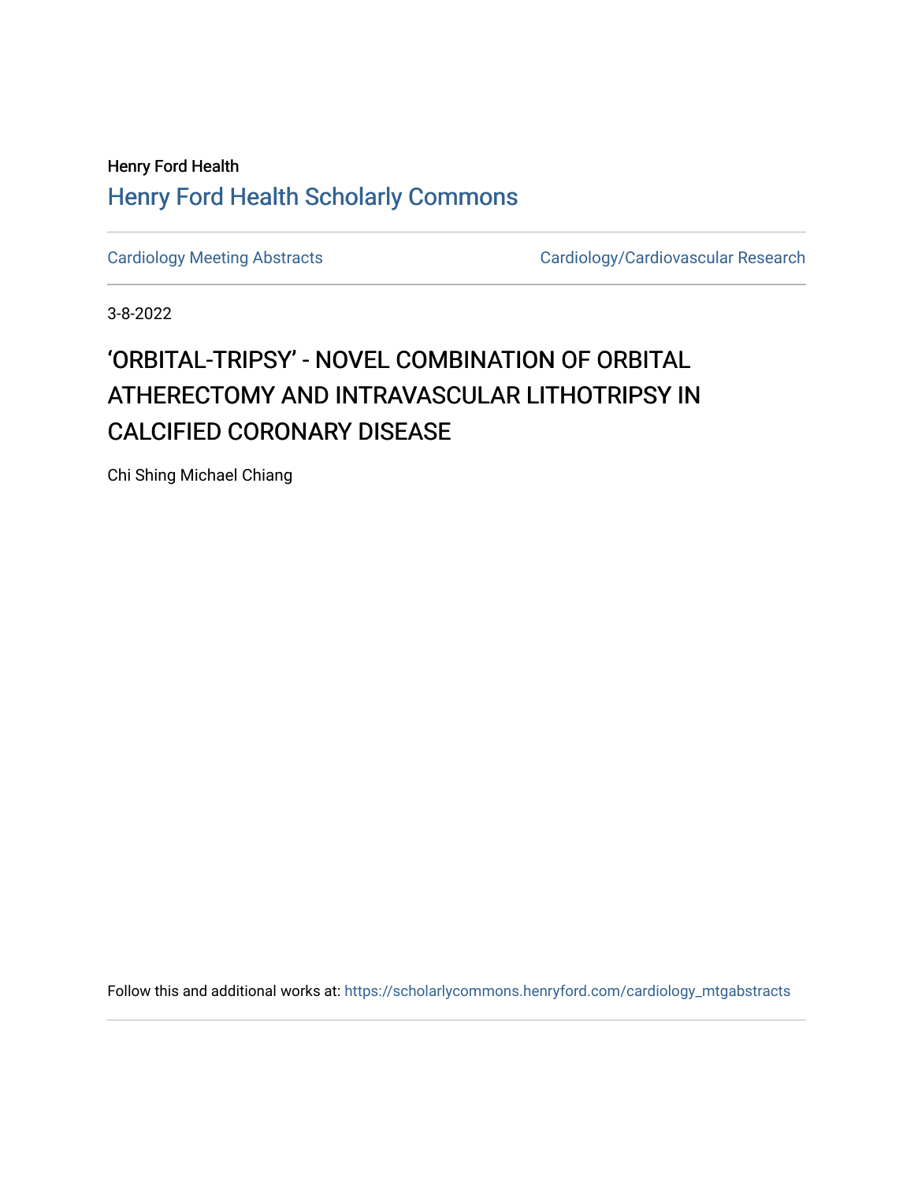Henry Ford Health

[Henry Ford Health Scholarly Commons](https://scholarlycommons.henryford.com)

[Cardiology Meeting Abstracts](https://scholarlycommons.henryford.com/cardiology_mtgabstracts) | [Cardiology/Cardiovascular Research](https://scholarlycommons.henryford.com/cardiology)

3-8-2022

# 'ORBITAL-TRIPSY' - NOVEL COMBINATION OF ORBITAL ATHERECTOMY AND INTRAVASCULAR LITHOTRIPSY IN CALCIFIED CORONARY DISEASE

Chi Shing Michael Chiang

Follow this and additional works at: https://scholarlycommons.henryford.com/cardiology_mtgabstracts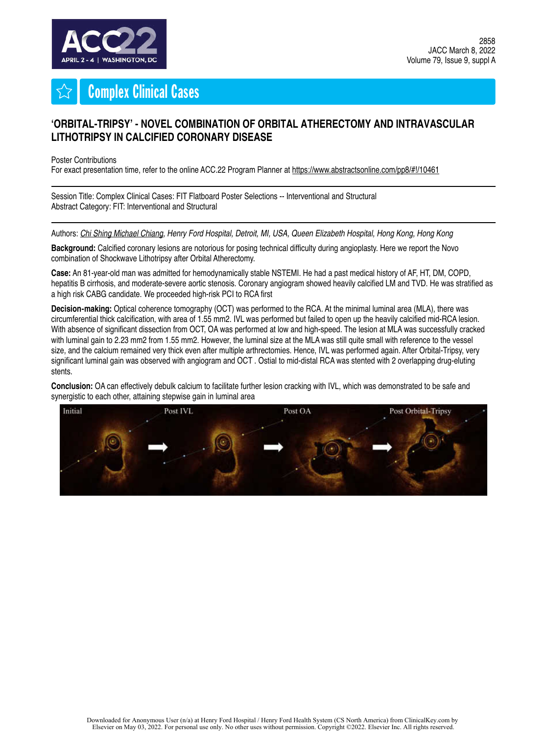# Complex Clinical Cases

## 'ORBITAL-TRIPSY' - NOVEL COMBINATION OF ORBITAL ATHERECTOMY AND INTRAVASCULAR LITHOTRIPSY IN CALCIFIED CORONARY DISEASE

Poster Contributions
For exact presentation time, refer to the online ACC.22 Program Planner at https://www.abstractsonline.com/pp8/#!/10461

---

Session Title: Complex Clinical Cases: FIT Flatboard Poster Selections -- Interventional and Structural
Abstract Category: FIT: Interventional and Structural

---

Authors: *Chi Shing Michael Chiang, Henry Ford Hospital, Detroit, MI, USA, Queen Elizabeth Hospital, Hong Kong, Hong Kong*

**Background:** Calcified coronary lesions are notorious for posing technical difficulty during angioplasty. Here we report the Novo combination of Shockwave Lithotripsy after Orbital Atherectomy.

**Case:** An 81-year-old man was admitted for hemodynamically stable NSTEMI. He had a past medical history of AF, HT, DM, COPD, hepatitis B cirrhosis, and moderate-severe aortic stenosis. Coronary angiogram showed heavily calcified LM and TVD. He was stratified as a high risk CABG candidate. We proceeded high-risk PCI to RCA first

**Decision-making:** Optical coherence tomography (OCT) was performed to the RCA. At the minimal luminal area (MLA), there was circumferential thick calcification, with area of 1.55 mm2. IVL was performed but failed to open up the heavily calcified mid-RCA lesion. With absence of significant dissection from OCT, OA was performed at low and high-speed. The lesion at MLA was successfully cracked with luminal gain to 2.23 mm2 from 1.55 mm2. However, the luminal size at the MLA was still quite small with reference to the vessel size, and the calcium remained very thick even after multiple arthrectomies. Hence, IVL was performed again. After Orbital-Tripsy, very significant luminal gain was observed with angiogram and OCT . Ostial to mid-distal RCA was stented with 2 overlapping drug-eluting stents.

**Conclusion:** OA can effectively debulk calcium to facilitate further lesion cracking with IVL, which was demonstrated to be safe and synergistic to each other, attaining stepwise gain in luminal area

Initial

Post IVL

Post OA

Post Orbital-Tripsy